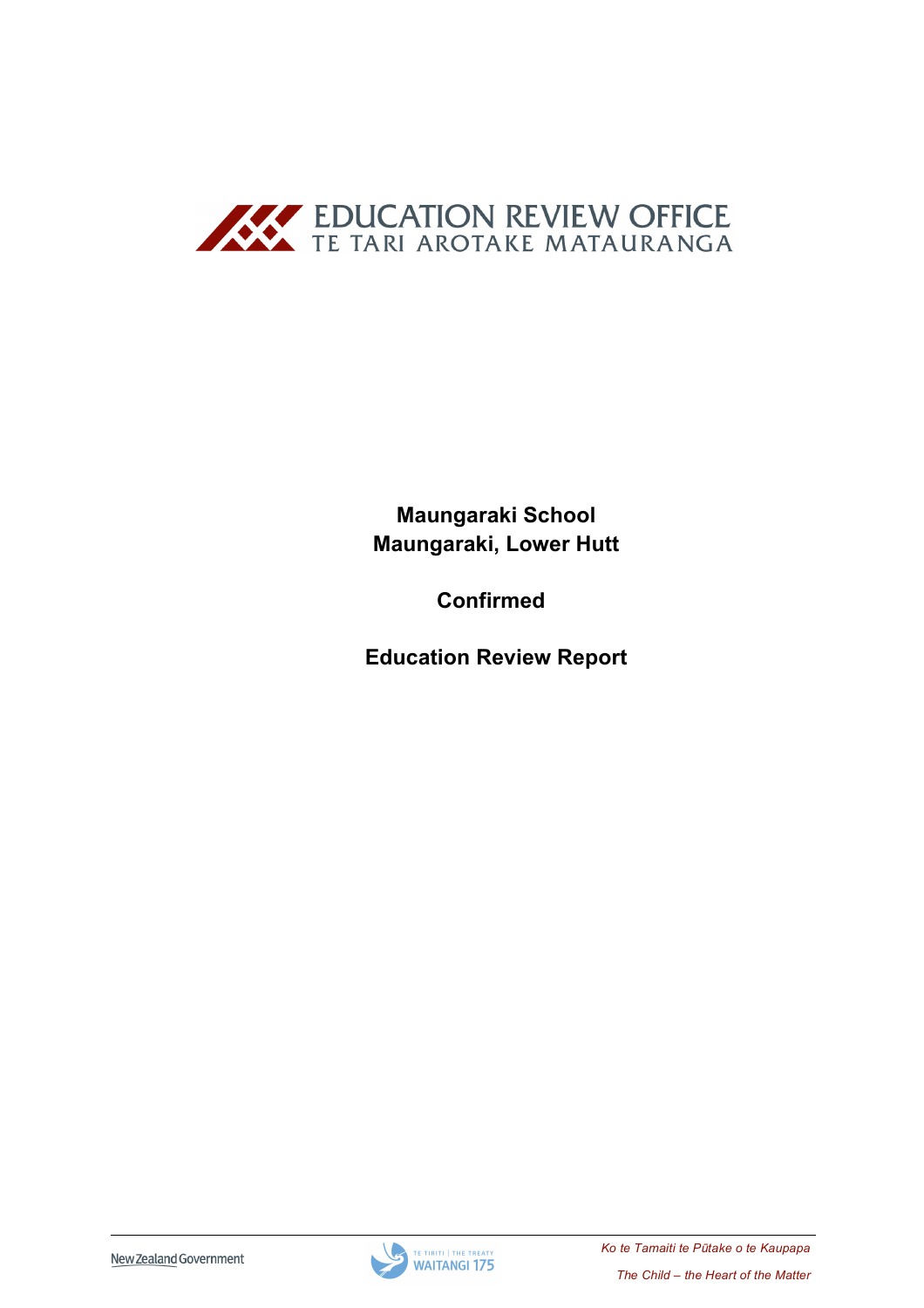EDUCATION REVIEW OFFICE
TE TARI AROTAKE MATAURANGA

**Maungaraki School**
**Maungaraki, Lower Hutt**

**Confirmed**

**Education Review Report**

*Ko te Tamaiti te Pūtake o te Kaupapa*

*The Child – the Heart of the Matter*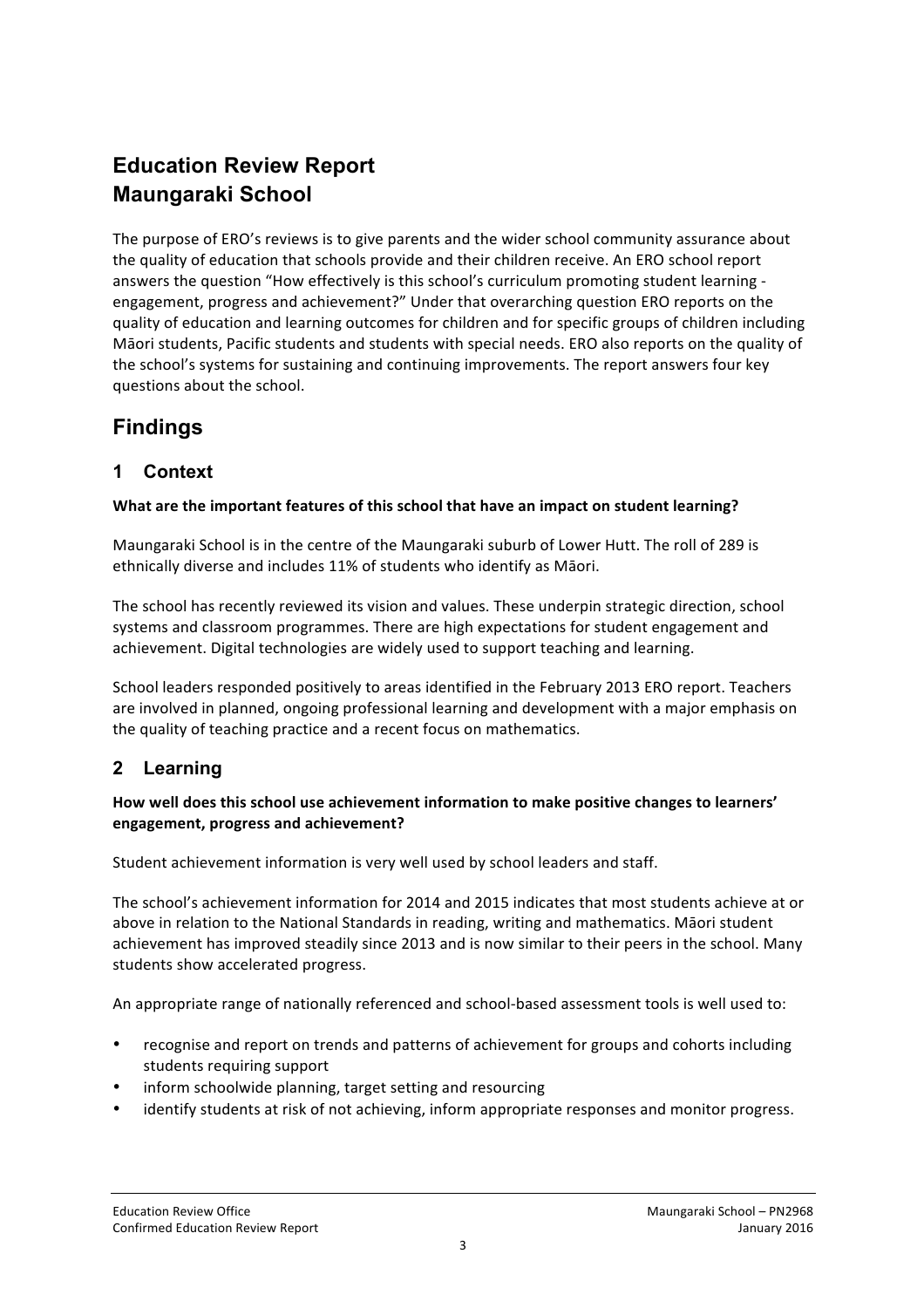# Education Review Report
# Maungaraki School

The purpose of ERO's reviews is to give parents and the wider school community assurance about the quality of education that schools provide and their children receive. An ERO school report answers the question "How effectively is this school's curriculum promoting student learning - engagement, progress and achievement?" Under that overarching question ERO reports on the quality of education and learning outcomes for children and for specific groups of children including Māori students, Pacific students and students with special needs. ERO also reports on the quality of the school's systems for sustaining and continuing improvements. The report answers four key questions about the school.

## Findings

### 1 Context

**What are the important features of this school that have an impact on student learning?**

Maungaraki School is in the centre of the Maungaraki suburb of Lower Hutt. The roll of 289 is ethnically diverse and includes 11% of students who identify as Māori.

The school has recently reviewed its vision and values. These underpin strategic direction, school systems and classroom programmes. There are high expectations for student engagement and achievement. Digital technologies are widely used to support teaching and learning.

School leaders responded positively to areas identified in the February 2013 ERO report. Teachers are involved in planned, ongoing professional learning and development with a major emphasis on the quality of teaching practice and a recent focus on mathematics.

### 2 Learning

**How well does this school use achievement information to make positive changes to learners' engagement, progress and achievement?**

Student achievement information is very well used by school leaders and staff.

The school's achievement information for 2014 and 2015 indicates that most students achieve at or above in relation to the National Standards in reading, writing and mathematics. Māori student achievement has improved steadily since 2013 and is now similar to their peers in the school. Many students show accelerated progress.

An appropriate range of nationally referenced and school-based assessment tools is well used to:

- recognise and report on trends and patterns of achievement for groups and cohorts including students requiring support
- inform schoolwide planning, target setting and resourcing
- identify students at risk of not achieving, inform appropriate responses and monitor progress.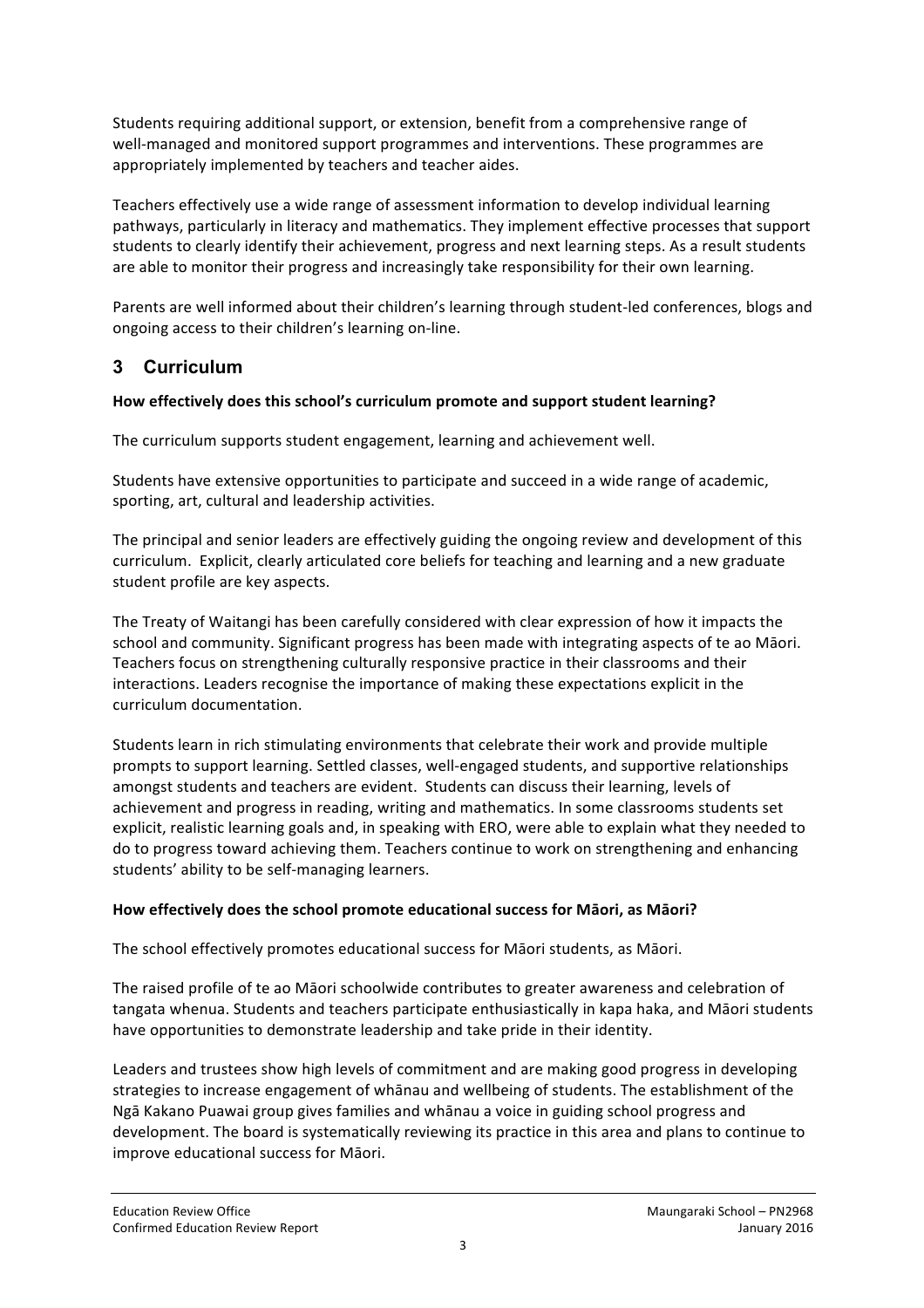Students requiring additional support, or extension, benefit from a comprehensive range of well-managed and monitored support programmes and interventions. These programmes are appropriately implemented by teachers and teacher aides.

Teachers effectively use a wide range of assessment information to develop individual learning pathways, particularly in literacy and mathematics. They implement effective processes that support students to clearly identify their achievement, progress and next learning steps. As a result students are able to monitor their progress and increasingly take responsibility for their own learning.

Parents are well informed about their children's learning through student-led conferences, blogs and ongoing access to their children's learning on-line.

## 3 Curriculum

**How effectively does this school's curriculum promote and support student learning?**

The curriculum supports student engagement, learning and achievement well.

Students have extensive opportunities to participate and succeed in a wide range of academic, sporting, art, cultural and leadership activities.

The principal and senior leaders are effectively guiding the ongoing review and development of this curriculum. Explicit, clearly articulated core beliefs for teaching and learning and a new graduate student profile are key aspects.

The Treaty of Waitangi has been carefully considered with clear expression of how it impacts the school and community. Significant progress has been made with integrating aspects of te ao Māori. Teachers focus on strengthening culturally responsive practice in their classrooms and their interactions. Leaders recognise the importance of making these expectations explicit in the curriculum documentation.

Students learn in rich stimulating environments that celebrate their work and provide multiple prompts to support learning. Settled classes, well-engaged students, and supportive relationships amongst students and teachers are evident. Students can discuss their learning, levels of achievement and progress in reading, writing and mathematics. In some classrooms students set explicit, realistic learning goals and, in speaking with ERO, were able to explain what they needed to do to progress toward achieving them. Teachers continue to work on strengthening and enhancing students' ability to be self-managing learners.

**How effectively does the school promote educational success for Māori, as Māori?**

The school effectively promotes educational success for Māori students, as Māori.

The raised profile of te ao Māori schoolwide contributes to greater awareness and celebration of tangata whenua. Students and teachers participate enthusiastically in kapa haka, and Māori students have opportunities to demonstrate leadership and take pride in their identity.

Leaders and trustees show high levels of commitment and are making good progress in developing strategies to increase engagement of whānau and wellbeing of students. The establishment of the Ngā Kakano Puawai group gives families and whānau a voice in guiding school progress and development. The board is systematically reviewing its practice in this area and plans to continue to improve educational success for Māori.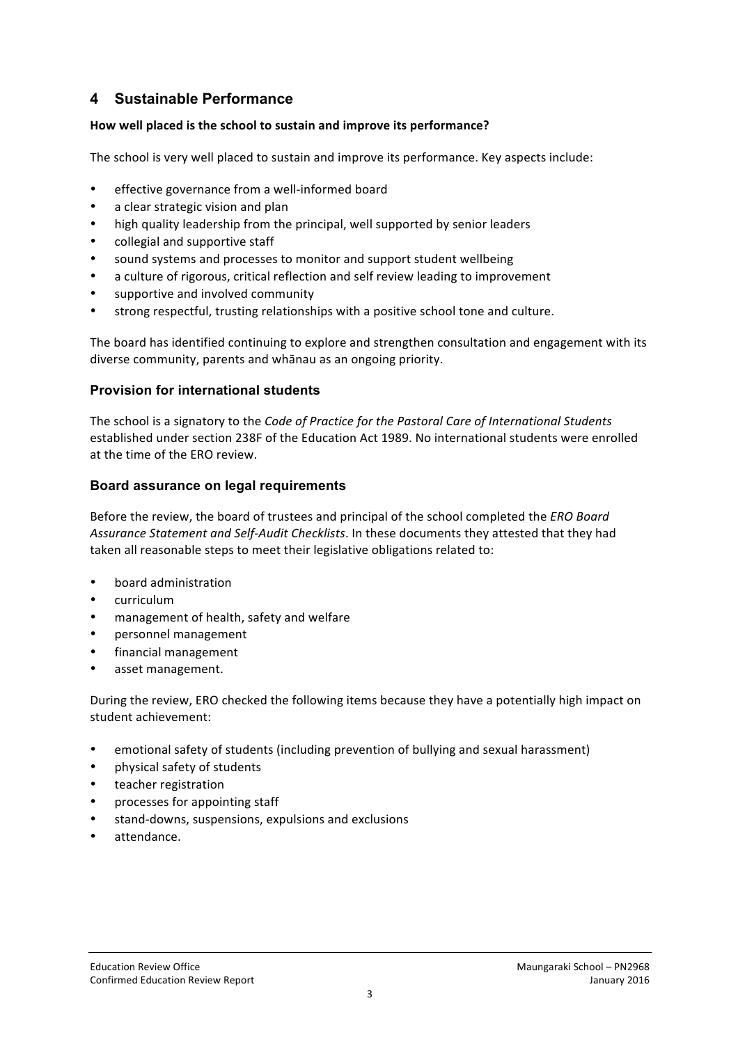## 4 Sustainable Performance

**How well placed is the school to sustain and improve its performance?**

The school is very well placed to sustain and improve its performance. Key aspects include:

- effective governance from a well-informed board
- a clear strategic vision and plan
- high quality leadership from the principal, well supported by senior leaders
- collegial and supportive staff
- sound systems and processes to monitor and support student wellbeing
- a culture of rigorous, critical reflection and self review leading to improvement
- supportive and involved community
- strong respectful, trusting relationships with a positive school tone and culture.

The board has identified continuing to explore and strengthen consultation and engagement with its diverse community, parents and whānau as an ongoing priority.

### Provision for international students

The school is a signatory to the *Code of Practice for the Pastoral Care of International Students* established under section 238F of the Education Act 1989. No international students were enrolled at the time of the ERO review.

### Board assurance on legal requirements

Before the review, the board of trustees and principal of the school completed the *ERO Board Assurance Statement and Self-Audit Checklists*. In these documents they attested that they had taken all reasonable steps to meet their legislative obligations related to:

- board administration
- curriculum
- management of health, safety and welfare
- personnel management
- financial management
- asset management.

During the review, ERO checked the following items because they have a potentially high impact on student achievement:

- emotional safety of students (including prevention of bullying and sexual harassment)
- physical safety of students
- teacher registration
- processes for appointing staff
- stand-downs, suspensions, expulsions and exclusions
- attendance.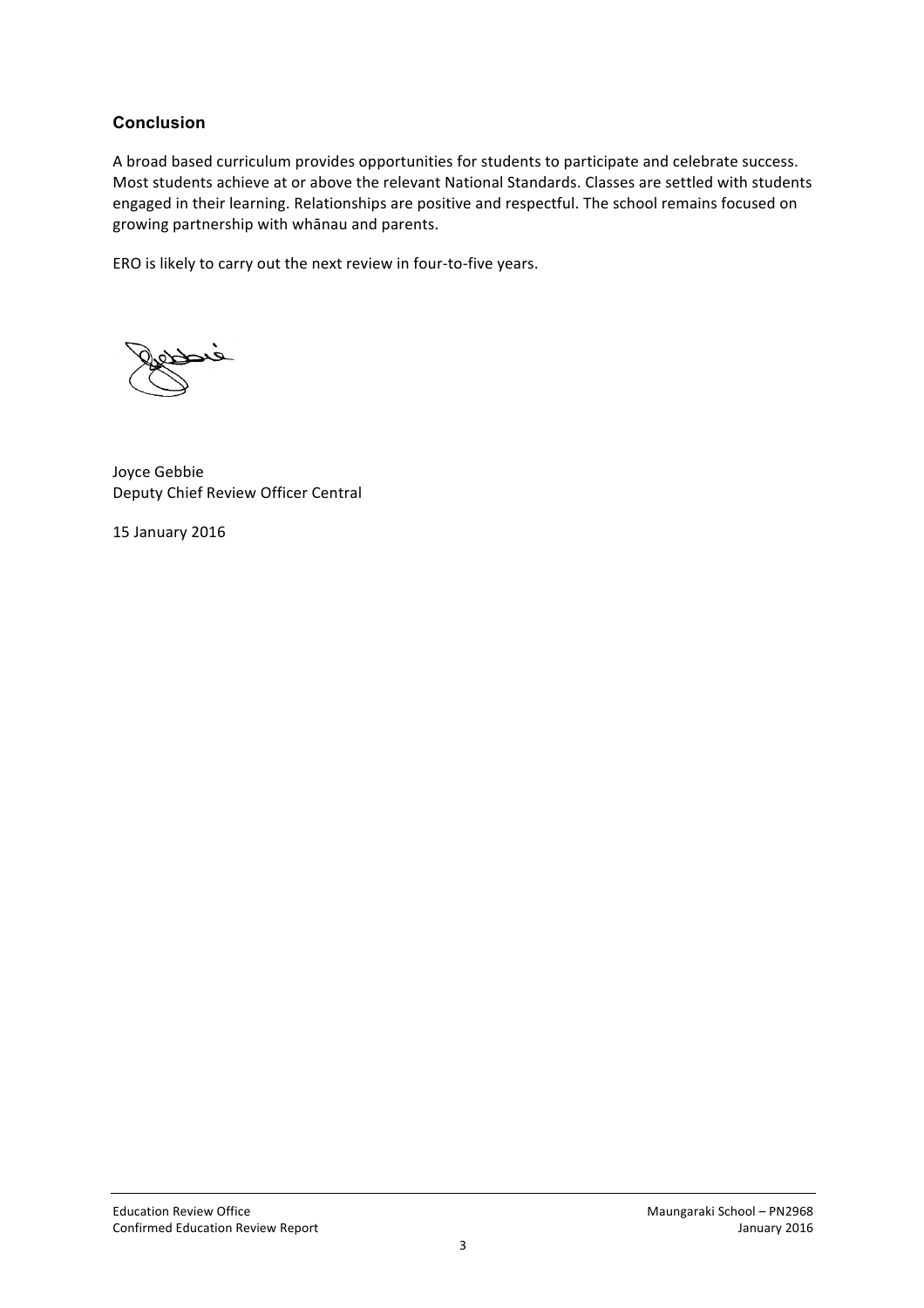## Conclusion

A broad based curriculum provides opportunities for students to participate and celebrate success. Most students achieve at or above the relevant National Standards. Classes are settled with students engaged in their learning. Relationships are positive and respectful. The school remains focused on growing partnership with whānau and parents.

ERO is likely to carry out the next review in four-to-five years.

Joyce Gebbie
Deputy Chief Review Officer Central

15 January 2016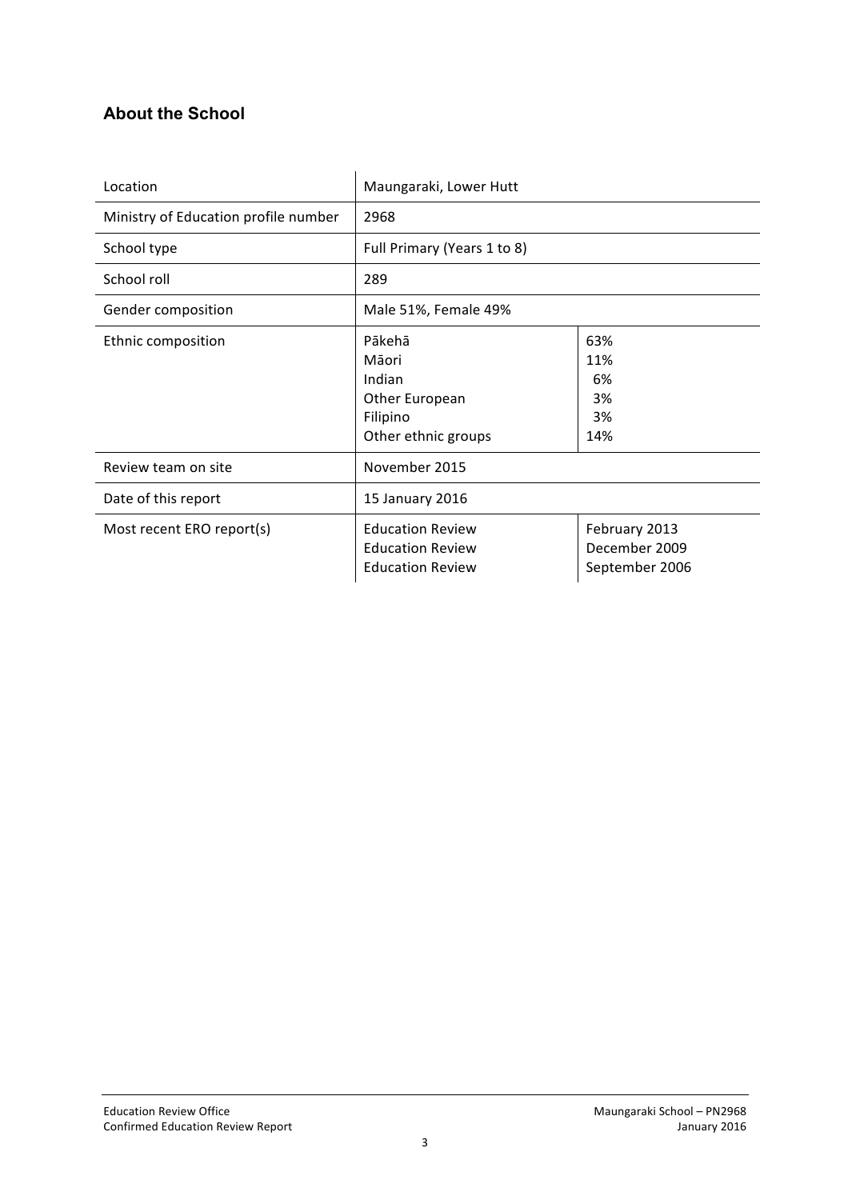## About the School

| | | |
|---|---|---|
| Location | Maungaraki, Lower Hutt | |
| Ministry of Education profile number | 2968 | |
| School type | Full Primary (Years 1 to 8) | |
| School roll | 289 | |
| Gender composition | Male 51%, Female 49% | |
| Ethnic composition | Pākehā<br>Māori<br>Indian<br>Other European<br>Filipino<br>Other ethnic groups | 63%<br>11%<br>6%<br>3%<br>3%<br>14% |
| Review team on site | November 2015 | |
| Date of this report | 15 January 2016 | |
| Most recent ERO report(s) | Education Review<br>Education Review<br>Education Review | February 2013<br>December 2009<br>September 2006 |